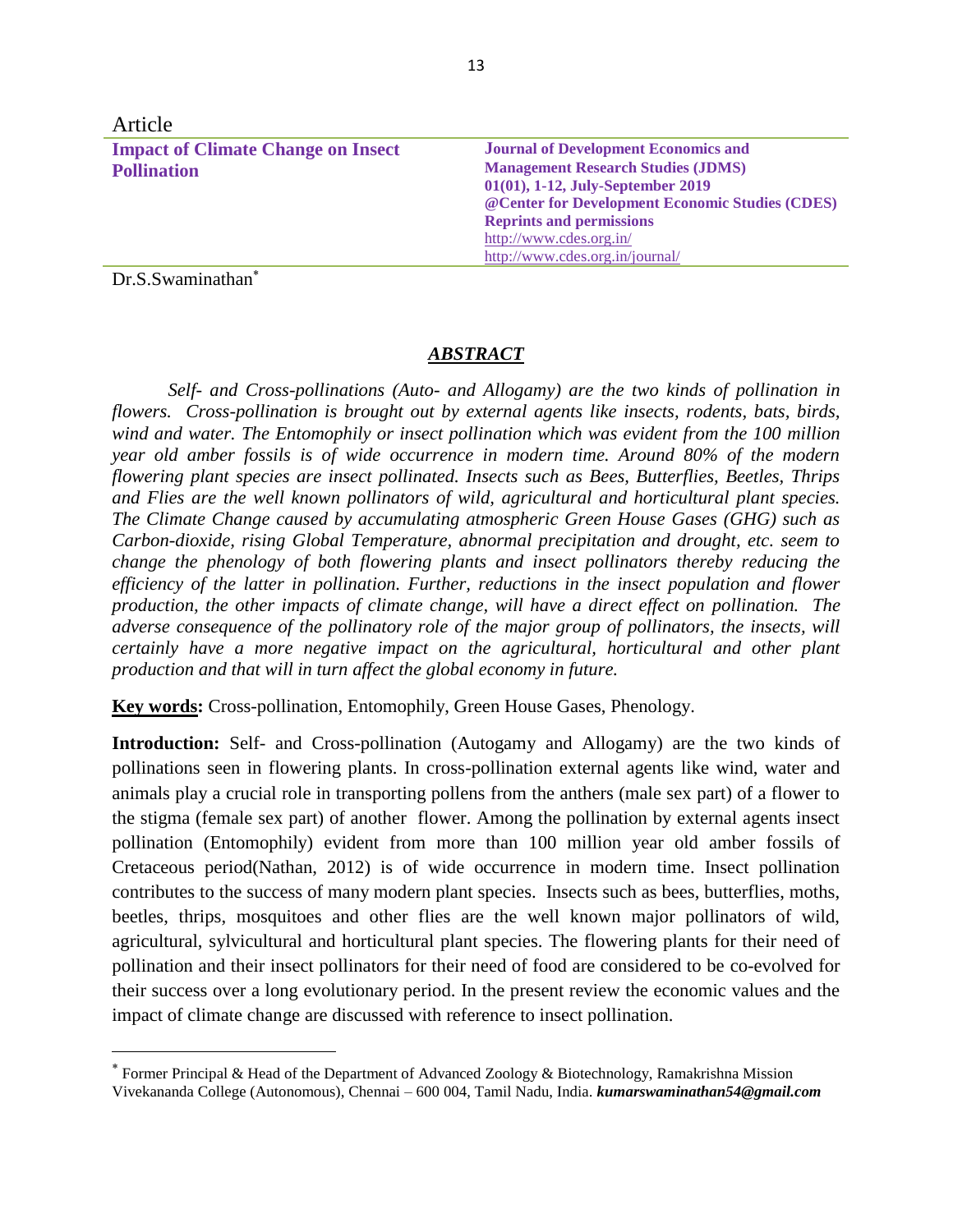Article

# Impact of Climate Change on Insect Pollination

**Journal of Development Economics and Management Research Studies (JDMS)**
**01(01), 1-12, July-September 2019**
**@Center for Development Economic Studies (CDES)**
**Reprints and permissions**
http://www.cdes.org.in/
http://www.cdes.org.in/journal/

Dr.S.Swaminathan*

## *ABSTRACT*

*Self- and Cross-pollinations (Auto- and Allogamy) are the two kinds of pollination in flowers. Cross-pollination is brought out by external agents like insects, rodents, bats, birds, wind and water. The Entomophily or insect pollination which was evident from the 100 million year old amber fossils is of wide occurrence in modern time. Around 80% of the modern flowering plant species are insect pollinated. Insects such as Bees, Butterflies, Beetles, Thrips and Flies are the well known pollinators of wild, agricultural and horticultural plant species. The Climate Change caused by accumulating atmospheric Green House Gases (GHG) such as Carbon-dioxide, rising Global Temperature, abnormal precipitation and drought, etc. seem to change the phenology of both flowering plants and insect pollinators thereby reducing the efficiency of the latter in pollination. Further, reductions in the insect population and flower production, the other impacts of climate change, will have a direct effect on pollination. The adverse consequence of the pollinatory role of the major group of pollinators, the insects, will certainly have a more negative impact on the agricultural, horticultural and other plant production and that will in turn affect the global economy in future.*

**Key words:** Cross-pollination, Entomophily, Green House Gases, Phenology.

**Introduction:** Self- and Cross-pollination (Autogamy and Allogamy) are the two kinds of pollinations seen in flowering plants. In cross-pollination external agents like wind, water and animals play a crucial role in transporting pollens from the anthers (male sex part) of a flower to the stigma (female sex part) of another flower. Among the pollination by external agents insect pollination (Entomophily) evident from more than 100 million year old amber fossils of Cretaceous period(Nathan, 2012) is of wide occurrence in modern time. Insect pollination contributes to the success of many modern plant species. Insects such as bees, butterflies, moths, beetles, thrips, mosquitoes and other flies are the well known major pollinators of wild, agricultural, sylvicultural and horticultural plant species. The flowering plants for their need of pollination and their insect pollinators for their need of food are considered to be co-evolved for their success over a long evolutionary period. In the present review the economic values and the impact of climate change are discussed with reference to insect pollination.

* Former Principal & Head of the Department of Advanced Zoology & Biotechnology, Ramakrishna Mission Vivekananda College (Autonomous), Chennai – 600 004, Tamil Nadu, India. ***kumarswaminathan54@gmail.com***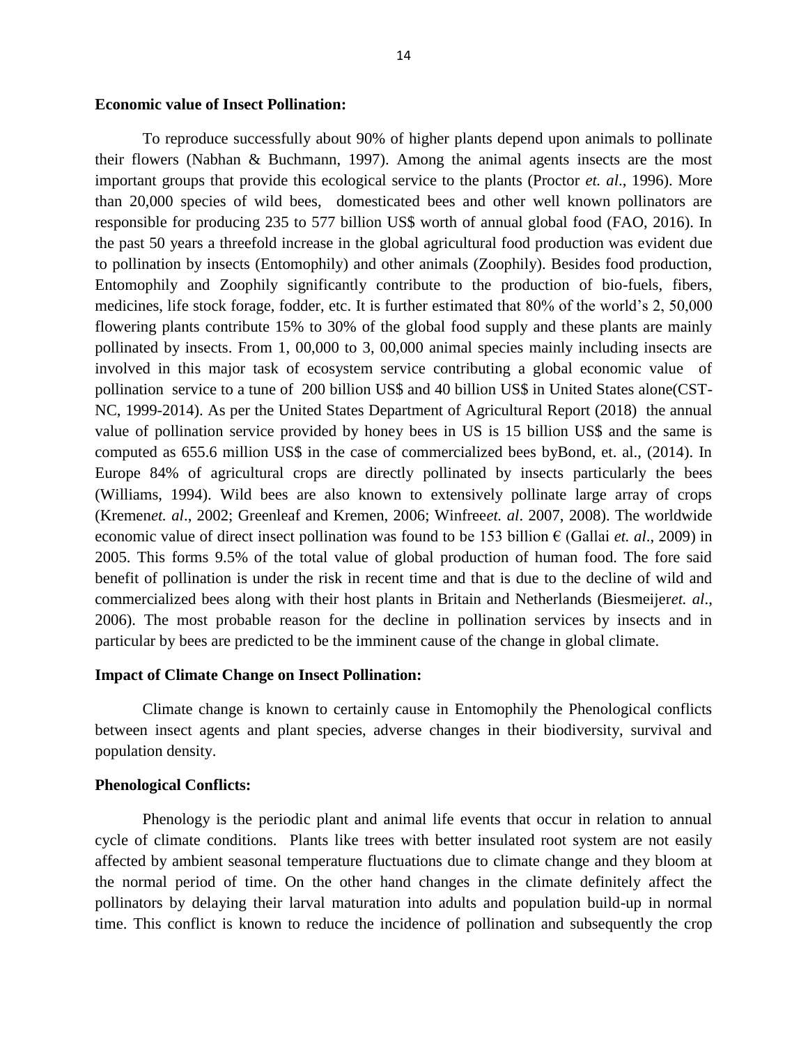**Economic value of Insect Pollination:**

To reproduce successfully about 90% of higher plants depend upon animals to pollinate their flowers (Nabhan & Buchmann, 1997). Among the animal agents insects are the most important groups that provide this ecological service to the plants (Proctor *et. al*., 1996). More than 20,000 species of wild bees, domesticated bees and other well known pollinators are responsible for producing 235 to 577 billion US$ worth of annual global food (FAO, 2016). In the past 50 years a threefold increase in the global agricultural food production was evident due to pollination by insects (Entomophily) and other animals (Zoophily). Besides food production, Entomophily and Zoophily significantly contribute to the production of bio-fuels, fibers, medicines, life stock forage, fodder, etc. It is further estimated that 80% of the world's 2, 50,000 flowering plants contribute 15% to 30% of the global food supply and these plants are mainly pollinated by insects. From 1, 00,000 to 3, 00,000 animal species mainly including insects are involved in this major task of ecosystem service contributing a global economic value of pollination service to a tune of 200 billion US$ and 40 billion US$ in United States alone(CST-NC, 1999-2014). As per the United States Department of Agricultural Report (2018) the annual value of pollination service provided by honey bees in US is 15 billion US$ and the same is computed as 655.6 million US$ in the case of commercialized bees byBond, et. al., (2014). In Europe 84% of agricultural crops are directly pollinated by insects particularly the bees (Williams, 1994). Wild bees are also known to extensively pollinate large array of crops (Kremen*et. al*., 2002; Greenleaf and Kremen, 2006; Winfree*et. al*. 2007, 2008). The worldwide economic value of direct insect pollination was found to be 153 billion € (Gallai *et. al*., 2009) in 2005. This forms 9.5% of the total value of global production of human food. The fore said benefit of pollination is under the risk in recent time and that is due to the decline of wild and commercialized bees along with their host plants in Britain and Netherlands (Biesmeijer*et. al*., 2006). The most probable reason for the decline in pollination services by insects and in particular by bees are predicted to be the imminent cause of the change in global climate.

**Impact of Climate Change on Insect Pollination:**

Climate change is known to certainly cause in Entomophily the Phenological conflicts between insect agents and plant species, adverse changes in their biodiversity, survival and population density.

**Phenological Conflicts:**

Phenology is the periodic plant and animal life events that occur in relation to annual cycle of climate conditions. Plants like trees with better insulated root system are not easily affected by ambient seasonal temperature fluctuations due to climate change and they bloom at the normal period of time. On the other hand changes in the climate definitely affect the pollinators by delaying their larval maturation into adults and population build-up in normal time. This conflict is known to reduce the incidence of pollination and subsequently the crop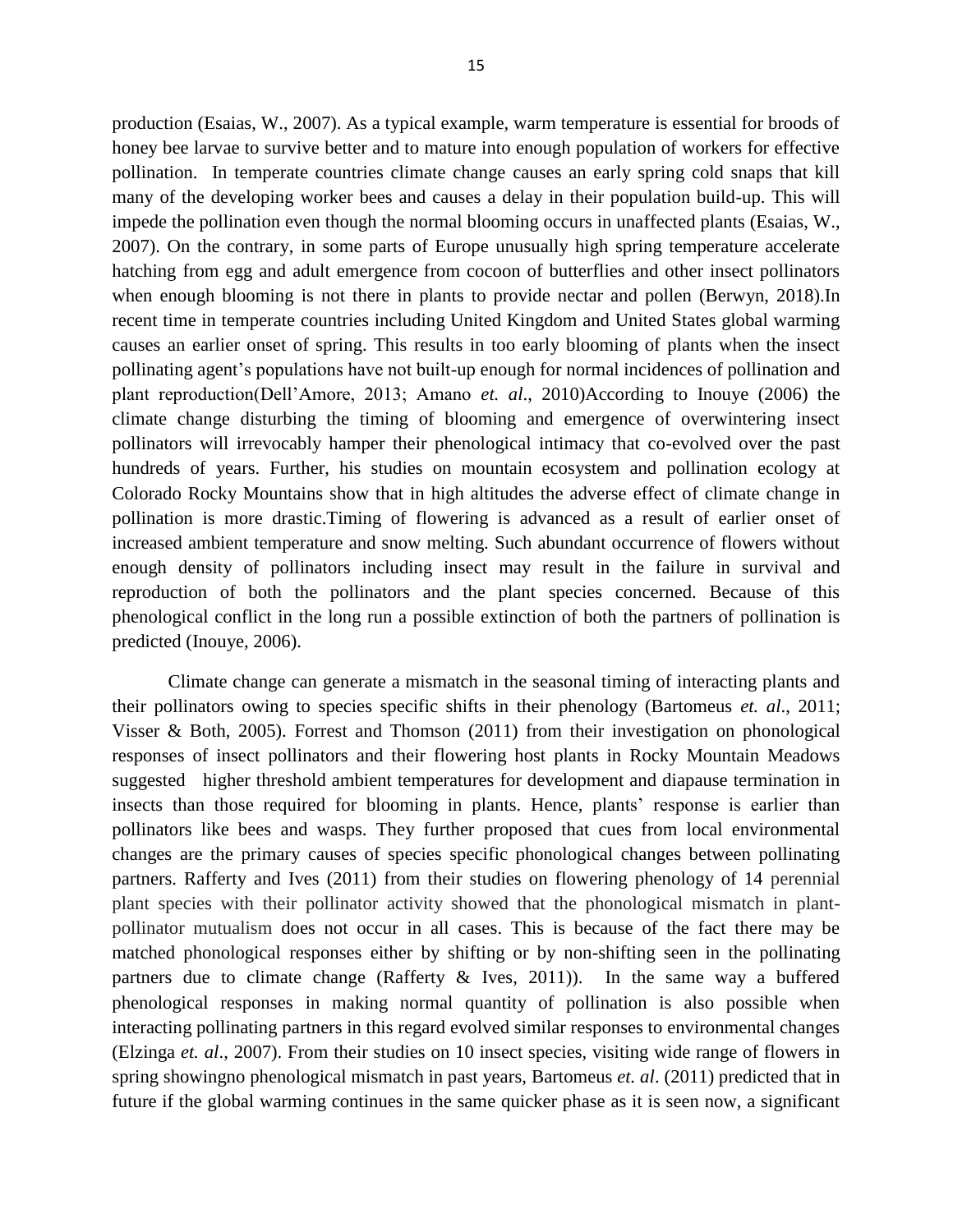production (Esaias, W., 2007). As a typical example, warm temperature is essential for broods of honey bee larvae to survive better and to mature into enough population of workers for effective pollination. In temperate countries climate change causes an early spring cold snaps that kill many of the developing worker bees and causes a delay in their population build-up. This will impede the pollination even though the normal blooming occurs in unaffected plants (Esaias, W., 2007). On the contrary, in some parts of Europe unusually high spring temperature accelerate hatching from egg and adult emergence from cocoon of butterflies and other insect pollinators when enough blooming is not there in plants to provide nectar and pollen (Berwyn, 2018).In recent time in temperate countries including United Kingdom and United States global warming causes an earlier onset of spring. This results in too early blooming of plants when the insect pollinating agent's populations have not built-up enough for normal incidences of pollination and plant reproduction(Dell'Amore, 2013; Amano *et. al*., 2010)According to Inouye (2006) the climate change disturbing the timing of blooming and emergence of overwintering insect pollinators will irrevocably hamper their phenological intimacy that co-evolved over the past hundreds of years. Further, his studies on mountain ecosystem and pollination ecology at Colorado Rocky Mountains show that in high altitudes the adverse effect of climate change in pollination is more drastic.Timing of flowering is advanced as a result of earlier onset of increased ambient temperature and snow melting. Such abundant occurrence of flowers without enough density of pollinators including insect may result in the failure in survival and reproduction of both the pollinators and the plant species concerned. Because of this phenological conflict in the long run a possible extinction of both the partners of pollination is predicted (Inouye, 2006).

Climate change can generate a mismatch in the seasonal timing of interacting plants and their pollinators owing to species specific shifts in their phenology (Bartomeus *et. al*., 2011; Visser & Both, 2005). Forrest and Thomson (2011) from their investigation on phonological responses of insect pollinators and their flowering host plants in Rocky Mountain Meadows suggested higher threshold ambient temperatures for development and diapause termination in insects than those required for blooming in plants. Hence, plants' response is earlier than pollinators like bees and wasps. They further proposed that cues from local environmental changes are the primary causes of species specific phonological changes between pollinating partners. Rafferty and Ives (2011) from their studies on flowering phenology of 14 perennial plant species with their pollinator activity showed that the phonological mismatch in plant-pollinator mutualism does not occur in all cases. This is because of the fact there may be matched phonological responses either by shifting or by non-shifting seen in the pollinating partners due to climate change (Rafferty & Ives, 2011)). In the same way a buffered phenological responses in making normal quantity of pollination is also possible when interacting pollinating partners in this regard evolved similar responses to environmental changes (Elzinga *et. al*., 2007). From their studies on 10 insect species, visiting wide range of flowers in spring showingno phenological mismatch in past years, Bartomeus *et. al*. (2011) predicted that in future if the global warming continues in the same quicker phase as it is seen now, a significant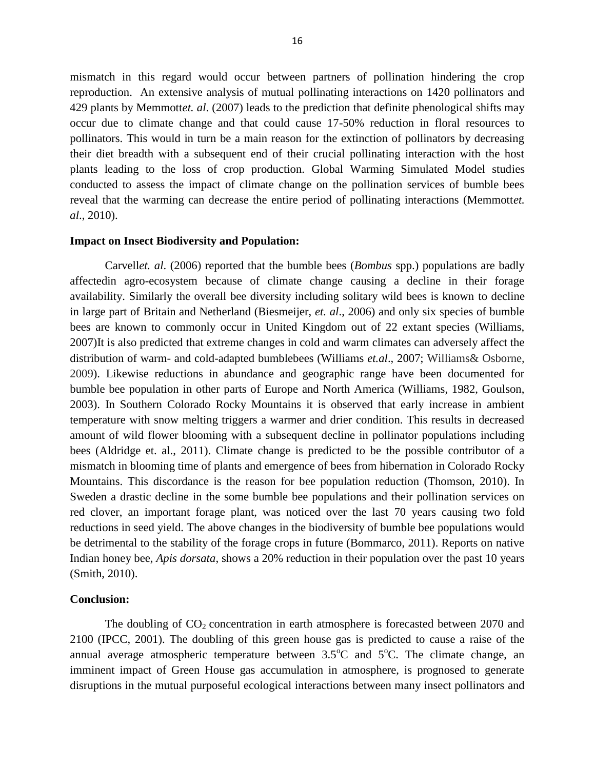mismatch in this regard would occur between partners of pollination hindering the crop reproduction. An extensive analysis of mutual pollinating interactions on 1420 pollinators and 429 plants by Memmott*et. al*. (2007) leads to the prediction that definite phenological shifts may occur due to climate change and that could cause 17-50% reduction in floral resources to pollinators. This would in turn be a main reason for the extinction of pollinators by decreasing their diet breadth with a subsequent end of their crucial pollinating interaction with the host plants leading to the loss of crop production. Global Warming Simulated Model studies conducted to assess the impact of climate change on the pollination services of bumble bees reveal that the warming can decrease the entire period of pollinating interactions (Memmott*et. al*., 2010).

**Impact on Insect Biodiversity and Population:**

Carvell*et. al*. (2006) reported that the bumble bees (*Bombus* spp.) populations are badly affectedin agro-ecosystem because of climate change causing a decline in their forage availability. Similarly the overall bee diversity including solitary wild bees is known to decline in large part of Britain and Netherland (Biesmeijer, *et. al*., 2006) and only six species of bumble bees are known to commonly occur in United Kingdom out of 22 extant species (Williams, 2007)It is also predicted that extreme changes in cold and warm climates can adversely affect the distribution of warm- and cold-adapted bumblebees (Williams *et.al*., 2007; Williams& Osborne, 2009). Likewise reductions in abundance and geographic range have been documented for bumble bee population in other parts of Europe and North America (Williams, 1982, Goulson, 2003). In Southern Colorado Rocky Mountains it is observed that early increase in ambient temperature with snow melting triggers a warmer and drier condition. This results in decreased amount of wild flower blooming with a subsequent decline in pollinator populations including bees (Aldridge et. al., 2011). Climate change is predicted to be the possible contributor of a mismatch in blooming time of plants and emergence of bees from hibernation in Colorado Rocky Mountains. This discordance is the reason for bee population reduction (Thomson, 2010). In Sweden a drastic decline in the some bumble bee populations and their pollination services on red clover, an important forage plant, was noticed over the last 70 years causing two fold reductions in seed yield. The above changes in the biodiversity of bumble bee populations would be detrimental to the stability of the forage crops in future (Bommarco, 2011). Reports on native Indian honey bee, *Apis dorsata*, shows a 20% reduction in their population over the past 10 years (Smith, 2010).

**Conclusion:**

The doubling of $CO_2$ concentration in earth atmosphere is forecasted between 2070 and 2100 (IPCC, 2001). The doubling of this green house gas is predicted to cause a raise of the annual average atmospheric temperature between 3.5$^{o}$C and 5$^{o}$C. The climate change, an imminent impact of Green House gas accumulation in atmosphere, is prognosed to generate disruptions in the mutual purposeful ecological interactions between many insect pollinators and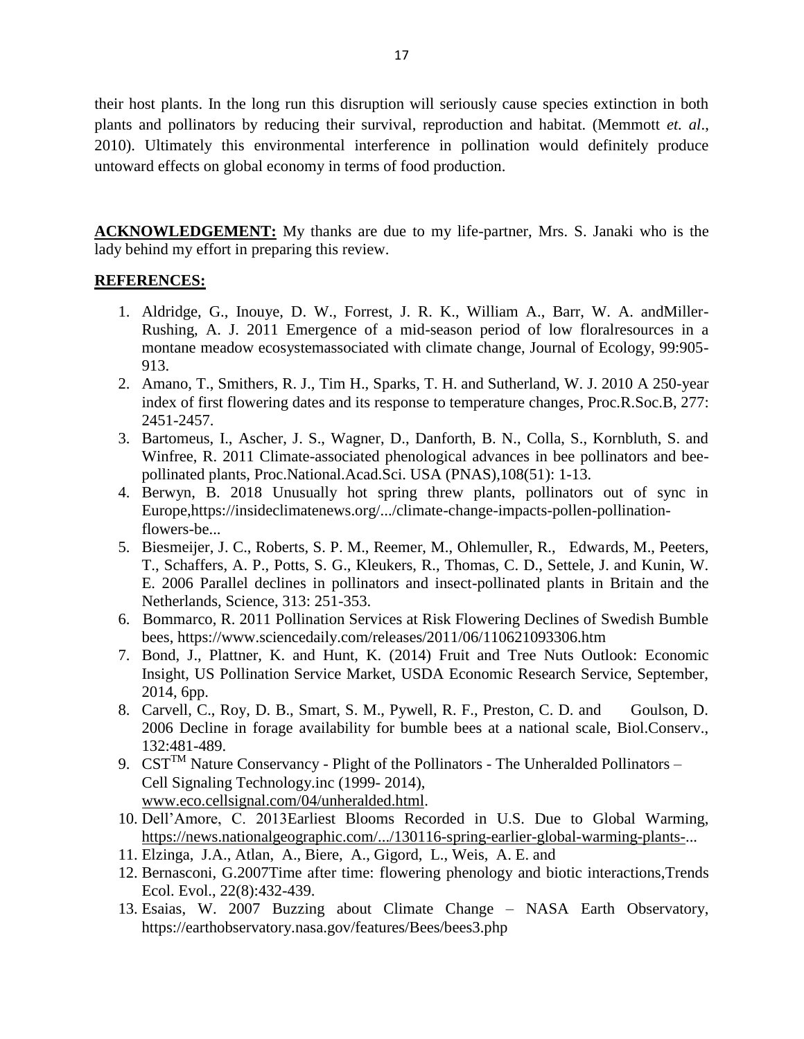their host plants. In the long run this disruption will seriously cause species extinction in both plants and pollinators by reducing their survival, reproduction and habitat. (Memmott *et. al*., 2010). Ultimately this environmental interference in pollination would definitely produce untoward effects on global economy in terms of food production.

**ACKNOWLEDGEMENT:** My thanks are due to my life-partner, Mrs. S. Janaki who is the lady behind my effort in preparing this review.

## REFERENCES:

1. Aldridge, G., Inouye, D. W., Forrest, J. R. K., William A., Barr, W. A. andMiller-Rushing, A. J. 2011 Emergence of a mid-season period of low floralresources in a montane meadow ecosystemassociated with climate change, Journal of Ecology, 99:905-913.
2. Amano, T., Smithers, R. J., Tim H., Sparks, T. H. and Sutherland, W. J. 2010 A 250-year index of first flowering dates and its response to temperature changes, Proc.R.Soc.B, 277: 2451-2457.
3. Bartomeus, I., Ascher, J. S., Wagner, D., Danforth, B. N., Colla, S., Kornbluth, S. and Winfree, R. 2011 Climate-associated phenological advances in bee pollinators and bee-pollinated plants, Proc.National.Acad.Sci. USA (PNAS),108(51): 1-13.
4. Berwyn, B. 2018 Unusually hot spring threw plants, pollinators out of sync in Europe,https://insideclimatenews.org/.../climate-change-impacts-pollen-pollination-flowers-be...
5. Biesmeijer, J. C., Roberts, S. P. M., Reemer, M., Ohlemuller, R., Edwards, M., Peeters, T., Schaffers, A. P., Potts, S. G., Kleukers, R., Thomas, C. D., Settele, J. and Kunin, W. E. 2006 Parallel declines in pollinators and insect-pollinated plants in Britain and the Netherlands, Science, 313: 251-353.
6. Bommarco, R. 2011 Pollination Services at Risk Flowering Declines of Swedish Bumble bees, https://www.sciencedaily.com/releases/2011/06/110621093306.htm
7. Bond, J., Plattner, K. and Hunt, K. (2014) Fruit and Tree Nuts Outlook: Economic Insight, US Pollination Service Market, USDA Economic Research Service, September, 2014, 6pp.
8. Carvell, C., Roy, D. B., Smart, S. M., Pywell, R. F., Preston, C. D. and Goulson, D. 2006 Decline in forage availability for bumble bees at a national scale, Biol.Conserv., 132:481-489.
9. CST™ Nature Conservancy - Plight of the Pollinators - The Unheralded Pollinators – Cell Signaling Technology.inc (1999- 2014), www.eco.cellsignal.com/04/unheralded.html.
10. Dell'Amore, C. 2013Earliest Blooms Recorded in U.S. Due to Global Warming, https://news.nationalgeographic.com/.../130116-spring-earlier-global-warming-plants-...
11. Elzinga, J.A., Atlan, A., Biere, A., Gigord, L., Weis, A. E. and
12. Bernasconi, G.2007Time after time: flowering phenology and biotic interactions,Trends Ecol. Evol., 22(8):432-439.
13. Esaias, W. 2007 Buzzing about Climate Change – NASA Earth Observatory, https://earthobservatory.nasa.gov/features/Bees/bees3.php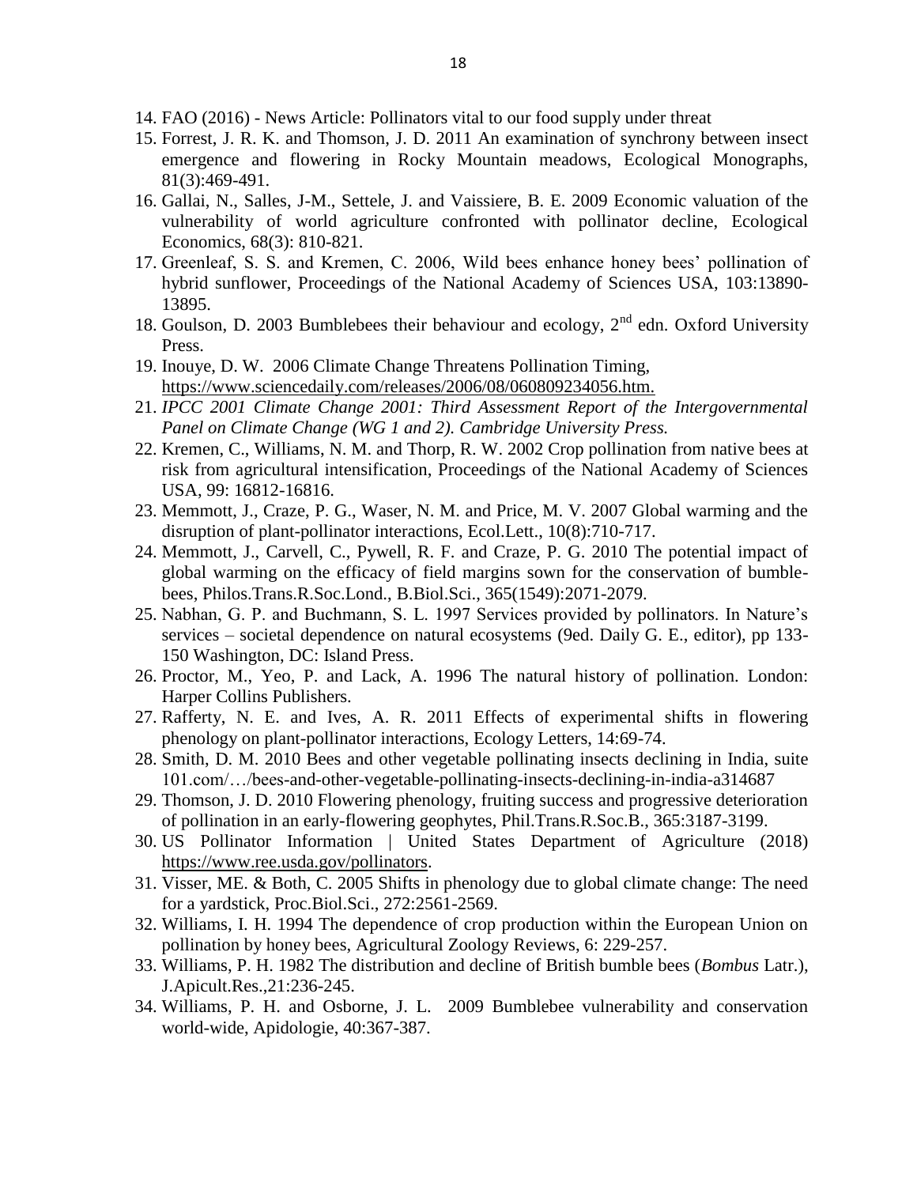14. FAO (2016) - News Article: Pollinators vital to our food supply under threat
15. Forrest, J. R. K. and Thomson, J. D. 2011 An examination of synchrony between insect emergence and flowering in Rocky Mountain meadows, Ecological Monographs, 81(3):469-491.
16. Gallai, N., Salles, J-M., Settele, J. and Vaissiere, B. E. 2009 Economic valuation of the vulnerability of world agriculture confronted with pollinator decline, Ecological Economics, 68(3): 810-821.
17. Greenleaf, S. S. and Kremen, C. 2006, Wild bees enhance honey bees' pollination of hybrid sunflower, Proceedings of the National Academy of Sciences USA, 103:13890-13895.
18. Goulson, D. 2003 Bumblebees their behaviour and ecology, 2nd edn. Oxford University Press.
19. Inouye, D. W. 2006 Climate Change Threatens Pollination Timing, https://www.sciencedaily.com/releases/2006/08/060809234056.htm.
21. *IPCC 2001 Climate Change 2001: Third Assessment Report of the Intergovernmental Panel on Climate Change (WG 1 and 2). Cambridge University Press.*
22. Kremen, C., Williams, N. M. and Thorp, R. W. 2002 Crop pollination from native bees at risk from agricultural intensification, Proceedings of the National Academy of Sciences USA, 99: 16812-16816.
23. Memmott, J., Craze, P. G., Waser, N. M. and Price, M. V. 2007 Global warming and the disruption of plant-pollinator interactions, Ecol.Lett., 10(8):710-717.
24. Memmott, J., Carvell, C., Pywell, R. F. and Craze, P. G. 2010 The potential impact of global warming on the efficacy of field margins sown for the conservation of bumble-bees, Philos.Trans.R.Soc.Lond., B.Biol.Sci., 365(1549):2071-2079.
25. Nabhan, G. P. and Buchmann, S. L. 1997 Services provided by pollinators. In Nature's services – societal dependence on natural ecosystems (9ed. Daily G. E., editor), pp 133-150 Washington, DC: Island Press.
26. Proctor, M., Yeo, P. and Lack, A. 1996 The natural history of pollination. London: Harper Collins Publishers.
27. Rafferty, N. E. and Ives, A. R. 2011 Effects of experimental shifts in flowering phenology on plant-pollinator interactions, Ecology Letters, 14:69-74.
28. Smith, D. M. 2010 Bees and other vegetable pollinating insects declining in India, suite 101.com/…/bees-and-other-vegetable-pollinating-insects-declining-in-india-a314687
29. Thomson, J. D. 2010 Flowering phenology, fruiting success and progressive deterioration of pollination in an early-flowering geophytes, Phil.Trans.R.Soc.B., 365:3187-3199.
30. US Pollinator Information | United States Department of Agriculture (2018) https://www.ree.usda.gov/pollinators.
31. Visser, ME. & Both, C. 2005 Shifts in phenology due to global climate change: The need for a yardstick, Proc.Biol.Sci., 272:2561-2569.
32. Williams, I. H. 1994 The dependence of crop production within the European Union on pollination by honey bees, Agricultural Zoology Reviews, 6: 229-257.
33. Williams, P. H. 1982 The distribution and decline of British bumble bees (*Bombus* Latr.), J.Apicult.Res.,21:236-245.
34. Williams, P. H. and Osborne, J. L. 2009 Bumblebee vulnerability and conservation world-wide, Apidologie, 40:367-387.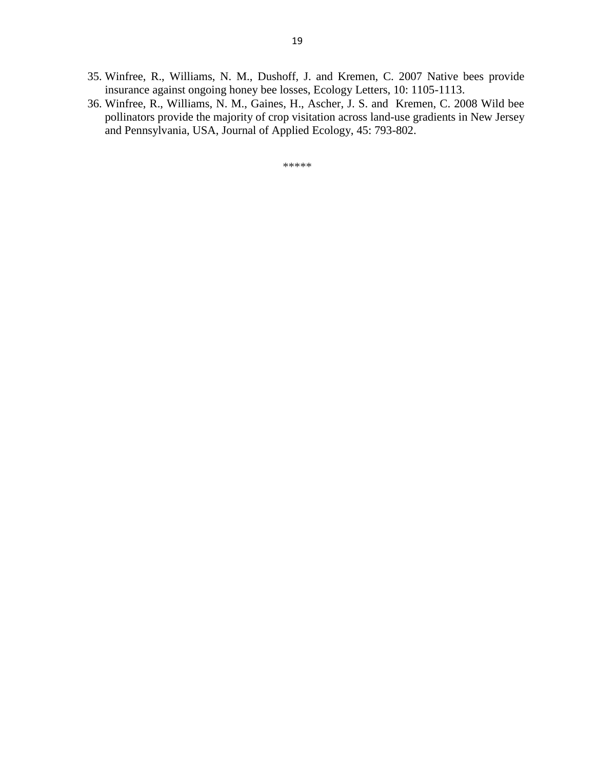35. Winfree, R., Williams, N. M., Dushoff, J. and Kremen, C. 2007 Native bees provide insurance against ongoing honey bee losses, Ecology Letters, 10: 1105-1113.
36. Winfree, R., Williams, N. M., Gaines, H., Ascher, J. S. and Kremen, C. 2008 Wild bee pollinators provide the majority of crop visitation across land-use gradients in New Jersey and Pennsylvania, USA, Journal of Applied Ecology, 45: 793-802.

*****